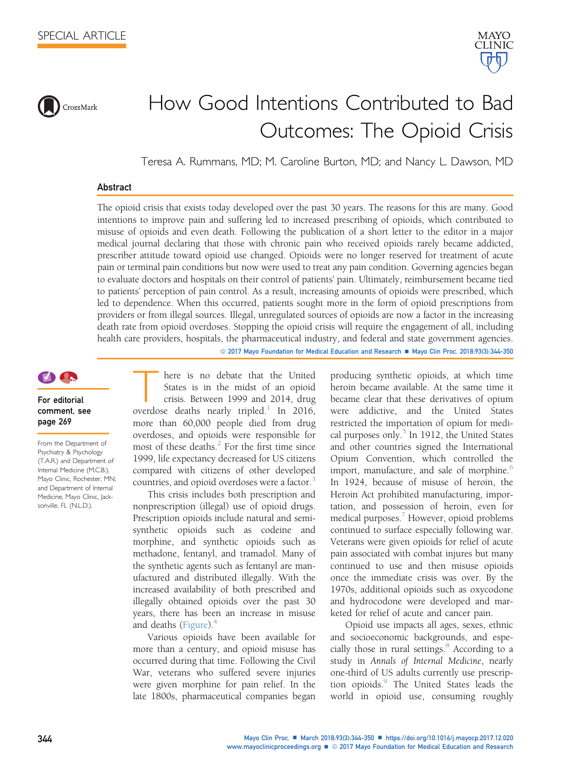SPECIAL ARTICLE

# How Good Intentions Contributed to Bad Outcomes: The Opioid Crisis

Teresa A. Rummans, MD; M. Caroline Burton, MD; and Nancy L. Dawson, MD

## Abstract

The opioid crisis that exists today developed over the past 30 years. The reasons for this are many. Good intentions to improve pain and suffering led to increased prescribing of opioids, which contributed to misuse of opioids and even death. Following the publication of a short letter to the editor in a major medical journal declaring that those with chronic pain who received opioids rarely became addicted, prescriber attitude toward opioid use changed. Opioids were no longer reserved for treatment of acute pain or terminal pain conditions but now were used to treat any pain condition. Governing agencies began to evaluate doctors and hospitals on their control of patients' pain. Ultimately, reimbursement became tied to patients' perception of pain control. As a result, increasing amounts of opioids were prescribed, which led to dependence. When this occurred, patients sought more in the form of opioid prescriptions from providers or from illegal sources. Illegal, unregulated sources of opioids are now a factor in the increasing death rate from opioid overdoses. Stopping the opioid crisis will require the engagement of all, including health care providers, hospitals, the pharmaceutical industry, and federal and state government agencies.

© 2017 Mayo Foundation for Medical Education and Research ■ Mayo Clin Proc. 2018;93(3):344-350

For editorial comment, see page 269

From the Department of Psychiatry & Psychology (T.A.R.) and Department of Internal Medicine (M.C.B.), Mayo Clinic, Rochester, MN; and Department of Internal Medicine, Mayo Clinic, Jacksonville, FL (N.L.D.).

There is no debate that the United States is in the midst of an opioid crisis. Between 1999 and 2014, drug overdose deaths nearly tripled.[1] In 2016, more than 60,000 people died from drug overdoses, and opioids were responsible for most of these deaths.[2] For the first time since 1999, life expectancy decreased for US citizens compared with citizens of other developed countries, and opioid overdoses were a factor.[3]

This crisis includes both prescription and nonprescription (illegal) use of opioid drugs. Prescription opioids include natural and semisynthetic opioids such as codeine and morphine, and synthetic opioids such as methadone, fentanyl, and tramadol. Many of the synthetic agents such as fentanyl are manufactured and distributed illegally. With the increased availability of both prescribed and illegally obtained opioids over the past 30 years, there has been an increase in misuse and deaths (Figure).[4]

Various opioids have been available for more than a century, and opioid misuse has occurred during that time. Following the Civil War, veterans who suffered severe injuries were given morphine for pain relief. In the late 1800s, pharmaceutical companies began producing synthetic opioids, at which time heroin became available. At the same time it became clear that these derivatives of opium were addictive, and the United States restricted the importation of opium for medical purposes only.[5] In 1912, the United States and other countries signed the International Opium Convention, which controlled the import, manufacture, and sale of morphine.[6] In 1924, because of misuse of heroin, the Heroin Act prohibited manufacturing, importation, and possession of heroin, even for medical purposes.[7] However, opioid problems continued to surface especially following war. Veterans were given opioids for relief of acute pain associated with combat injures but many continued to use and then misuse opioids once the immediate crisis was over. By the 1970s, additional opioids such as oxycodone and hydrocodone were developed and marketed for relief of acute and cancer pain.

Opioid use impacts all ages, sexes, ethnic and socioeconomic backgrounds, and especially those in rural settings.[8] According to a study in *Annals of Internal Medicine*, nearly one-third of US adults currently use prescription opioids.[9] The United States leads the world in opioid use, consuming roughly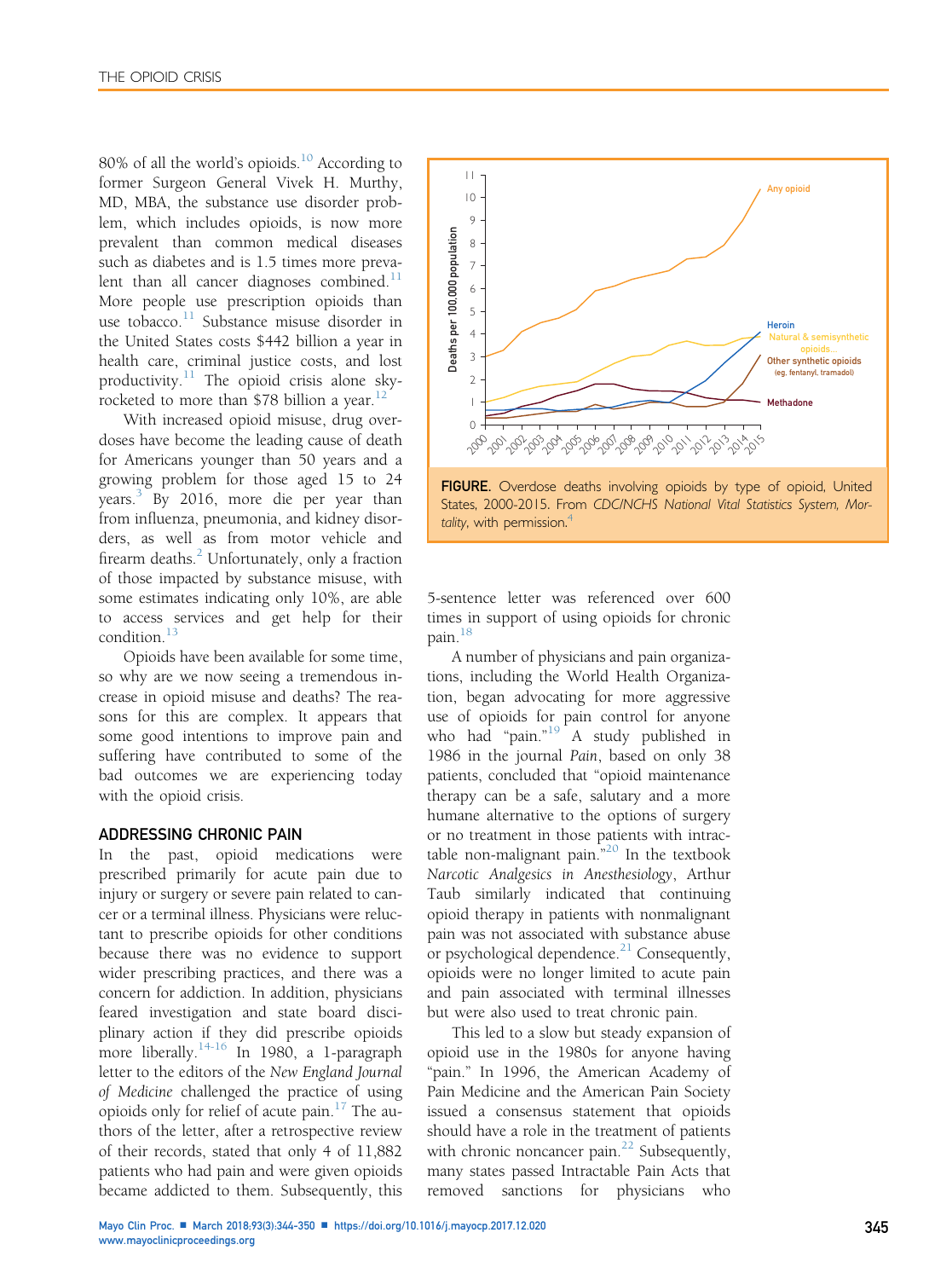80% of all the world's opioids.[10] According to former Surgeon General Vivek H. Murthy, MD, MBA, the substance use disorder problem, which includes opioids, is now more prevalent than common medical diseases such as diabetes and is 1.5 times more prevalent than all cancer diagnoses combined.[11] More people use prescription opioids than use tobacco.[11] Substance misuse disorder in the United States costs $442 billion a year in health care, criminal justice costs, and lost productivity.[11] The opioid crisis alone skyrocketed to more than $78 billion a year.[12]

With increased opioid misuse, drug overdoses have become the leading cause of death for Americans younger than 50 years and a growing problem for those aged 15 to 24 years.[3] By 2016, more die per year than from influenza, pneumonia, and kidney disorders, as well as from motor vehicle and firearm deaths.[2] Unfortunately, only a fraction of those impacted by substance misuse, with some estimates indicating only 10%, are able to access services and get help for their condition.[13]

Opioids have been available for some time, so why are we now seeing a tremendous increase in opioid misuse and deaths? The reasons for this are complex. It appears that some good intentions to improve pain and suffering have contributed to some of the bad outcomes we are experiencing today with the opioid crisis.

## ADDRESSING CHRONIC PAIN

In the past, opioid medications were prescribed primarily for acute pain due to injury or surgery or severe pain related to cancer or a terminal illness. Physicians were reluctant to prescribe opioids for other conditions because there was no evidence to support wider prescribing practices, and there was a concern for addiction. In addition, physicians feared investigation and state board disciplinary action if they did prescribe opioids more liberally.[14-16] In 1980, a 1-paragraph letter to the editors of the *New England Journal of Medicine* challenged the practice of using opioids only for relief of acute pain.[17] The authors of the letter, after a retrospective review of their records, stated that only 4 of 11,882 patients who had pain and were given opioids became addicted to them. Subsequently, this 5-sentence letter was referenced over 600 times in support of using opioids for chronic pain.[18]

**FIGURE.** Overdose deaths involving opioids by type of opioid, United States, 2000-2015. From *CDC/NCHS National Vital Statistics System, Mortality*, with permission.[4]

A number of physicians and pain organizations, including the World Health Organization, began advocating for more aggressive use of opioids for pain control for anyone who had "pain."[19] A study published in 1986 in the journal *Pain*, based on only 38 patients, concluded that "opioid maintenance therapy can be a safe, salutary and a more humane alternative to the options of surgery or no treatment in those patients with intractable non-malignant pain."[20] In the textbook *Narcotic Analgesics in Anesthesiology*, Arthur Taub similarly indicated that continuing opioid therapy in patients with nonmalignant pain was not associated with substance abuse or psychological dependence.[21] Consequently, opioids were no longer limited to acute pain and pain associated with terminal illnesses but were also used to treat chronic pain.

This led to a slow but steady expansion of opioid use in the 1980s for anyone having "pain." In 1996, the American Academy of Pain Medicine and the American Pain Society issued a consensus statement that opioids should have a role in the treatment of patients with chronic noncancer pain.[22] Subsequently, many states passed Intractable Pain Acts that removed sanctions for physicians who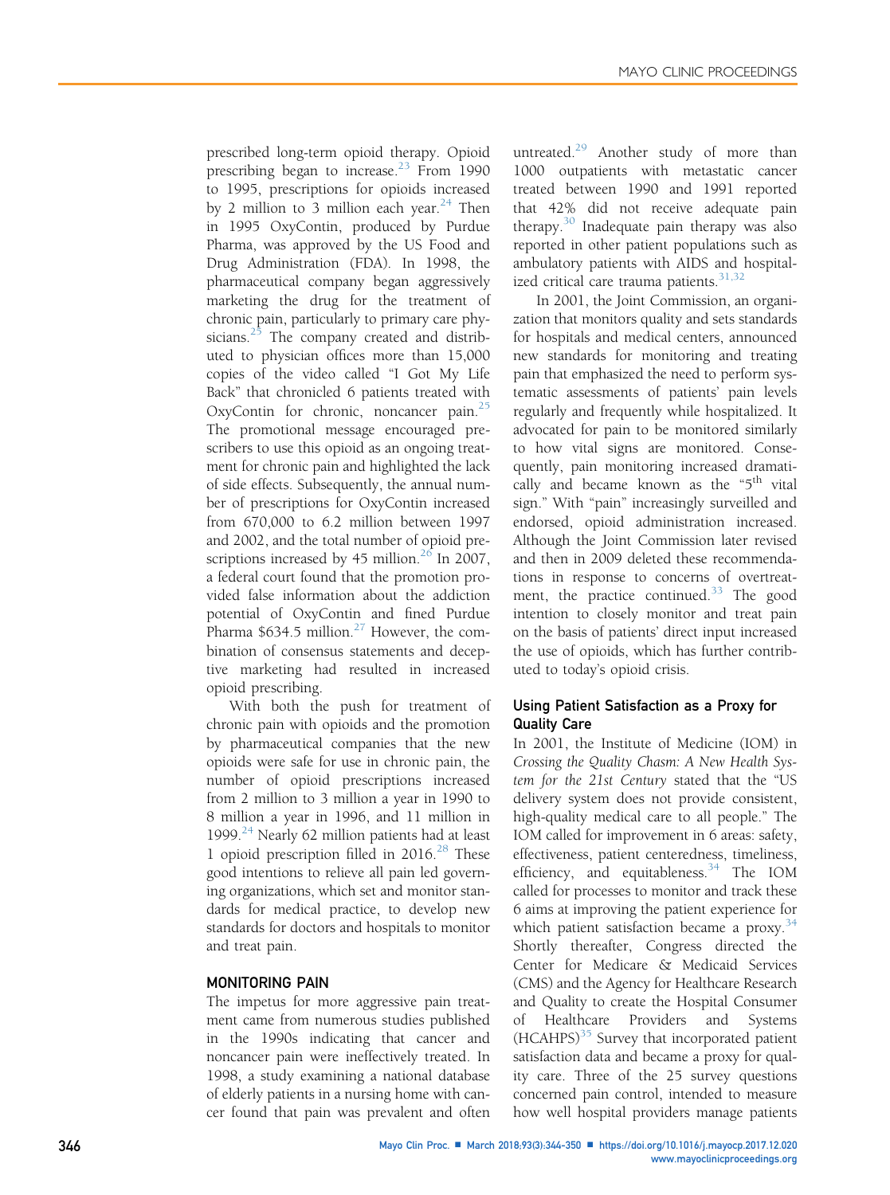prescribed long-term opioid therapy. Opioid prescribing began to increase.[23] From 1990 to 1995, prescriptions for opioids increased by 2 million to 3 million each year.[24] Then in 1995 OxyContin, produced by Purdue Pharma, was approved by the US Food and Drug Administration (FDA). In 1998, the pharmaceutical company began aggressively marketing the drug for the treatment of chronic pain, particularly to primary care physicians.[25] The company created and distributed to physician offices more than 15,000 copies of the video called "I Got My Life Back" that chronicled 6 patients treated with OxyContin for chronic, noncancer pain.[25] The promotional message encouraged prescribers to use this opioid as an ongoing treatment for chronic pain and highlighted the lack of side effects. Subsequently, the annual number of prescriptions for OxyContin increased from 670,000 to 6.2 million between 1997 and 2002, and the total number of opioid prescriptions increased by 45 million.[26] In 2007, a federal court found that the promotion provided false information about the addiction potential of OxyContin and fined Purdue Pharma $634.5 million.[27] However, the combination of consensus statements and deceptive marketing had resulted in increased opioid prescribing.

With both the push for treatment of chronic pain with opioids and the promotion by pharmaceutical companies that the new opioids were safe for use in chronic pain, the number of opioid prescriptions increased from 2 million to 3 million a year in 1990 to 8 million a year in 1996, and 11 million in 1999.[24] Nearly 62 million patients had at least 1 opioid prescription filled in 2016.[28] These good intentions to relieve all pain led governing organizations, which set and monitor standards for medical practice, to develop new standards for doctors and hospitals to monitor and treat pain.

## MONITORING PAIN

The impetus for more aggressive pain treatment came from numerous studies published in the 1990s indicating that cancer and noncancer pain were ineffectively treated. In 1998, a study examining a national database of elderly patients in a nursing home with cancer found that pain was prevalent and often untreated.[29] Another study of more than 1000 outpatients with metastatic cancer treated between 1990 and 1991 reported that 42% did not receive adequate pain therapy.[30] Inadequate pain therapy was also reported in other patient populations such as ambulatory patients with AIDS and hospitalized critical care trauma patients.[31,32]

In 2001, the Joint Commission, an organization that monitors quality and sets standards for hospitals and medical centers, announced new standards for monitoring and treating pain that emphasized the need to perform systematic assessments of patients' pain levels regularly and frequently while hospitalized. It advocated for pain to be monitored similarly to how vital signs are monitored. Consequently, pain monitoring increased dramatically and became known as the "5th vital sign." With "pain" increasingly surveilled and endorsed, opioid administration increased. Although the Joint Commission later revised and then in 2009 deleted these recommendations in response to concerns of overtreatment, the practice continued.[33] The good intention to closely monitor and treat pain on the basis of patients' direct input increased the use of opioids, which has further contributed to today's opioid crisis.

### Using Patient Satisfaction as a Proxy for Quality Care

In 2001, the Institute of Medicine (IOM) in *Crossing the Quality Chasm: A New Health System for the 21st Century* stated that the "US delivery system does not provide consistent, high-quality medical care to all people." The IOM called for improvement in 6 areas: safety, effectiveness, patient centeredness, timeliness, efficiency, and equitableness.[34] The IOM called for processes to monitor and track these 6 aims at improving the patient experience for which patient satisfaction became a proxy.[34] Shortly thereafter, Congress directed the Center for Medicare & Medicaid Services (CMS) and the Agency for Healthcare Research and Quality to create the Hospital Consumer of Healthcare Providers and Systems (HCAHPS)[35] Survey that incorporated patient satisfaction data and became a proxy for quality care. Three of the 25 survey questions concerned pain control, intended to measure how well hospital providers manage patients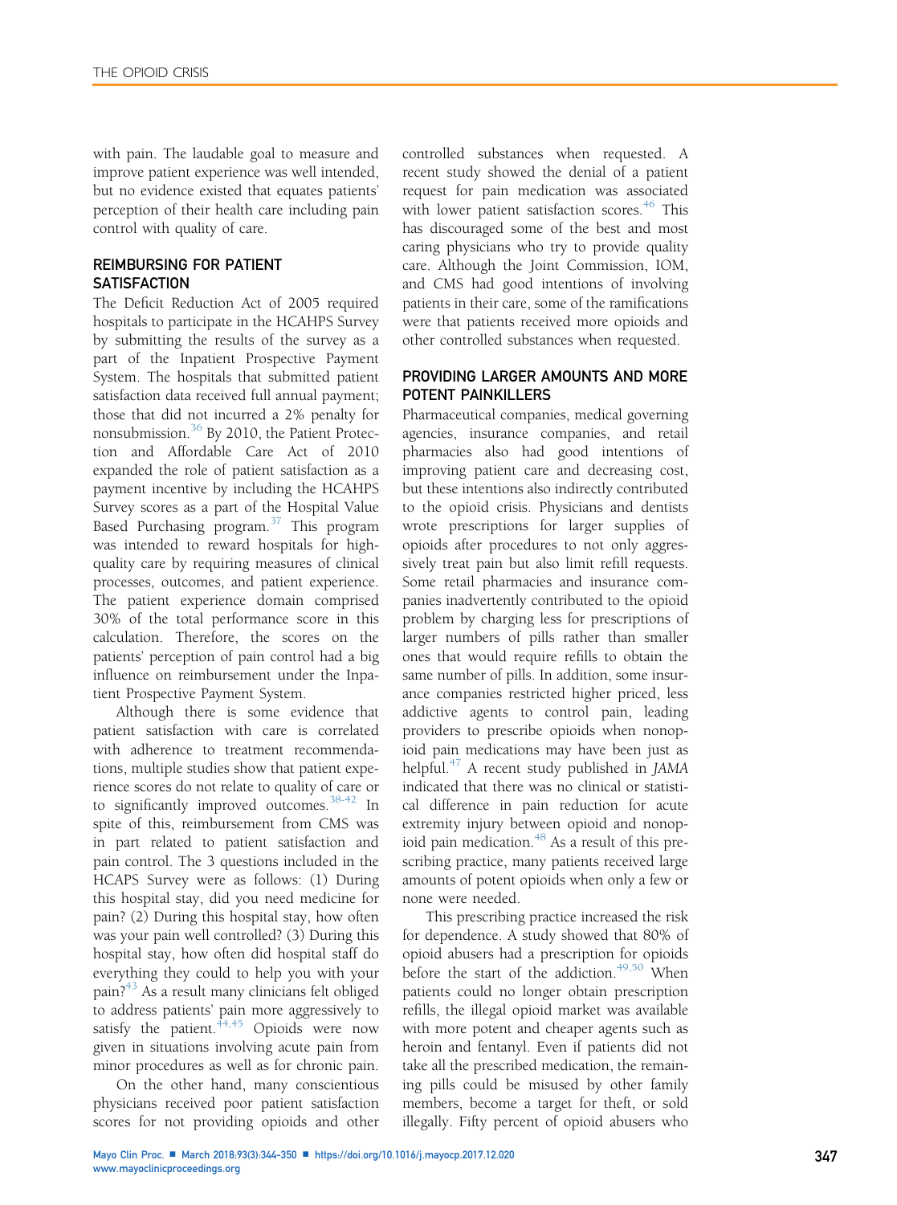with pain. The laudable goal to measure and improve patient experience was well intended, but no evidence existed that equates patients' perception of their health care including pain control with quality of care.

## REIMBURSING FOR PATIENT SATISFACTION

The Deficit Reduction Act of 2005 required hospitals to participate in the HCAHPS Survey by submitting the results of the survey as a part of the Inpatient Prospective Payment System. The hospitals that submitted patient satisfaction data received full annual payment; those that did not incurred a 2% penalty for nonsubmission.[36] By 2010, the Patient Protection and Affordable Care Act of 2010 expanded the role of patient satisfaction as a payment incentive by including the HCAHPS Survey scores as a part of the Hospital Value Based Purchasing program.[37] This program was intended to reward hospitals for high-quality care by requiring measures of clinical processes, outcomes, and patient experience. The patient experience domain comprised 30% of the total performance score in this calculation. Therefore, the scores on the patients' perception of pain control had a big influence on reimbursement under the Inpatient Prospective Payment System.

Although there is some evidence that patient satisfaction with care is correlated with adherence to treatment recommendations, multiple studies show that patient experience scores do not relate to quality of care or to significantly improved outcomes.[38-42] In spite of this, reimbursement from CMS was in part related to patient satisfaction and pain control. The 3 questions included in the HCAPS Survey were as follows: (1) During this hospital stay, did you need medicine for pain? (2) During this hospital stay, how often was your pain well controlled? (3) During this hospital stay, how often did hospital staff do everything they could to help you with your pain?[43] As a result many clinicians felt obliged to address patients' pain more aggressively to satisfy the patient.[44,45] Opioids were now given in situations involving acute pain from minor procedures as well as for chronic pain.

On the other hand, many conscientious physicians received poor patient satisfaction scores for not providing opioids and other controlled substances when requested. A recent study showed the denial of a patient request for pain medication was associated with lower patient satisfaction scores.[46] This has discouraged some of the best and most caring physicians who try to provide quality care. Although the Joint Commission, IOM, and CMS had good intentions of involving patients in their care, some of the ramifications were that patients received more opioids and other controlled substances when requested.

## PROVIDING LARGER AMOUNTS AND MORE POTENT PAINKILLERS

Pharmaceutical companies, medical governing agencies, insurance companies, and retail pharmacies also had good intentions of improving patient care and decreasing cost, but these intentions also indirectly contributed to the opioid crisis. Physicians and dentists wrote prescriptions for larger supplies of opioids after procedures to not only aggressively treat pain but also limit refill requests. Some retail pharmacies and insurance companies inadvertently contributed to the opioid problem by charging less for prescriptions of larger numbers of pills rather than smaller ones that would require refills to obtain the same number of pills. In addition, some insurance companies restricted higher priced, less addictive agents to control pain, leading providers to prescribe opioids when nonopioid pain medications may have been just as helpful.[47] A recent study published in *JAMA* indicated that there was no clinical or statistical difference in pain reduction for acute extremity injury between opioid and nonopioid pain medication.[48] As a result of this prescribing practice, many patients received large amounts of potent opioids when only a few or none were needed.

This prescribing practice increased the risk for dependence. A study showed that 80% of opioid abusers had a prescription for opioids before the start of the addiction.[49,50] When patients could no longer obtain prescription refills, the illegal opioid market was available with more potent and cheaper agents such as heroin and fentanyl. Even if patients did not take all the prescribed medication, the remaining pills could be misused by other family members, become a target for theft, or sold illegally. Fifty percent of opioid abusers who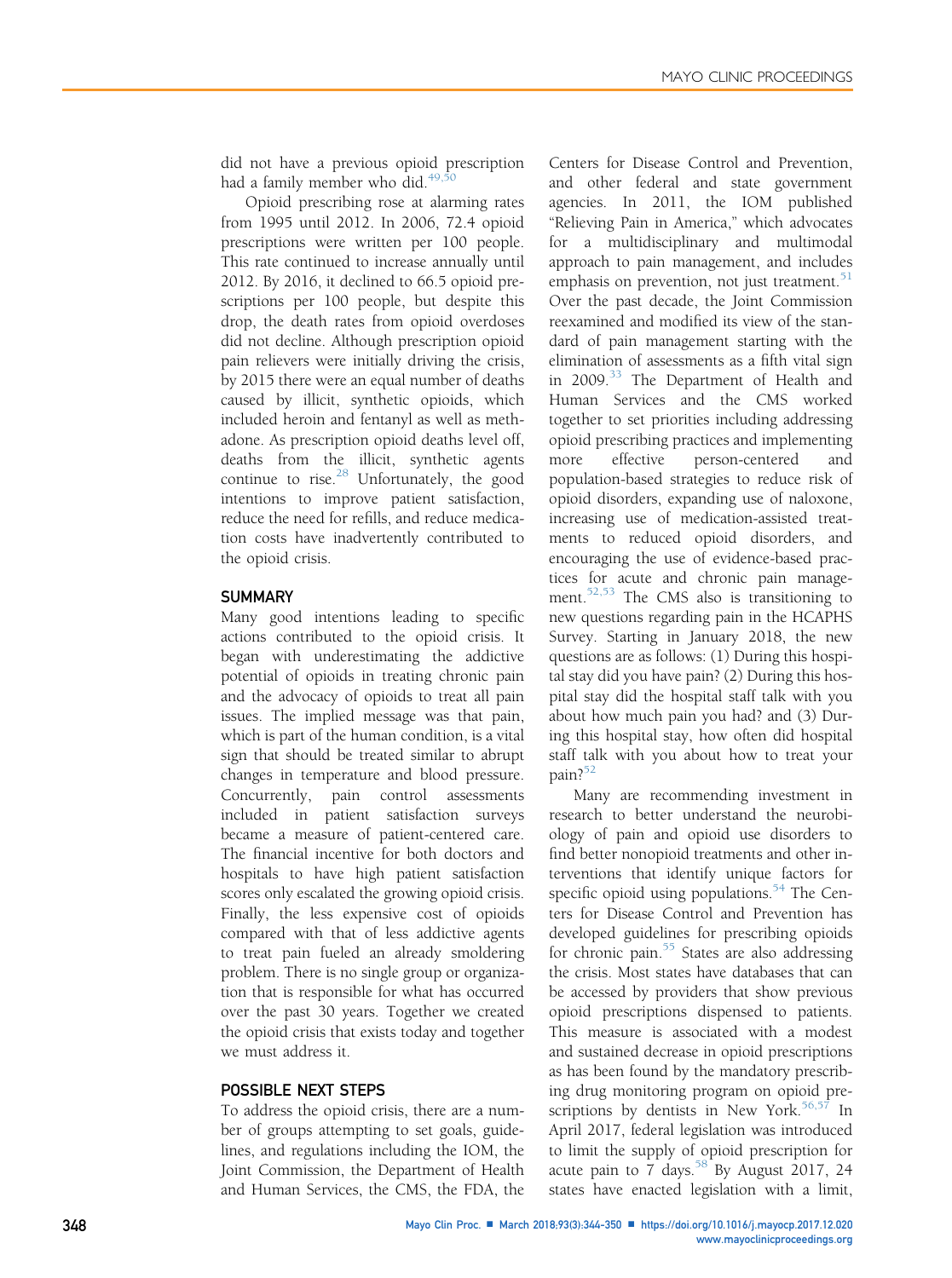did not have a previous opioid prescription had a family member who did.[49,50]

Opioid prescribing rose at alarming rates from 1995 until 2012. In 2006, 72.4 opioid prescriptions were written per 100 people. This rate continued to increase annually until 2012. By 2016, it declined to 66.5 opioid prescriptions per 100 people, but despite this drop, the death rates from opioid overdoses did not decline. Although prescription opioid pain relievers were initially driving the crisis, by 2015 there were an equal number of deaths caused by illicit, synthetic opioids, which included heroin and fentanyl as well as methadone. As prescription opioid deaths level off, deaths from the illicit, synthetic agents continue to rise.[28] Unfortunately, the good intentions to improve patient satisfaction, reduce the need for refills, and reduce medication costs have inadvertently contributed to the opioid crisis.

## SUMMARY

Many good intentions leading to specific actions contributed to the opioid crisis. It began with underestimating the addictive potential of opioids in treating chronic pain and the advocacy of opioids to treat all pain issues. The implied message was that pain, which is part of the human condition, is a vital sign that should be treated similar to abrupt changes in temperature and blood pressure. Concurrently, pain control assessments included in patient satisfaction surveys became a measure of patient-centered care. The financial incentive for both doctors and hospitals to have high patient satisfaction scores only escalated the growing opioid crisis. Finally, the less expensive cost of opioids compared with that of less addictive agents to treat pain fueled an already smoldering problem. There is no single group or organization that is responsible for what has occurred over the past 30 years. Together we created the opioid crisis that exists today and together we must address it.

## POSSIBLE NEXT STEPS

To address the opioid crisis, there are a number of groups attempting to set goals, guidelines, and regulations including the IOM, the Joint Commission, the Department of Health and Human Services, the CMS, the FDA, the Centers for Disease Control and Prevention, and other federal and state government agencies. In 2011, the IOM published "Relieving Pain in America," which advocates for a multidisciplinary and multimodal approach to pain management, and includes emphasis on prevention, not just treatment.[51] Over the past decade, the Joint Commission reexamined and modified its view of the standard of pain management starting with the elimination of assessments as a fifth vital sign in 2009.[33] The Department of Health and Human Services and the CMS worked together to set priorities including addressing opioid prescribing practices and implementing more effective person-centered and population-based strategies to reduce risk of opioid disorders, expanding use of naloxone, increasing use of medication-assisted treatments to reduced opioid disorders, and encouraging the use of evidence-based practices for acute and chronic pain management.[52,53] The CMS also is transitioning to new questions regarding pain in the HCAPHS Survey. Starting in January 2018, the new questions are as follows: (1) During this hospital stay did you have pain? (2) During this hospital stay did the hospital staff talk with you about how much pain you had? and (3) During this hospital stay, how often did hospital staff talk with you about how to treat your pain?[52]

Many are recommending investment in research to better understand the neurobiology of pain and opioid use disorders to find better nonopioid treatments and other interventions that identify unique factors for specific opioid using populations.[54] The Centers for Disease Control and Prevention has developed guidelines for prescribing opioids for chronic pain.[55] States are also addressing the crisis. Most states have databases that can be accessed by providers that show previous opioid prescriptions dispensed to patients. This measure is associated with a modest and sustained decrease in opioid prescriptions as has been found by the mandatory prescribing drug monitoring program on opioid prescriptions by dentists in New York.[56,57] In April 2017, federal legislation was introduced to limit the supply of opioid prescription for acute pain to 7 days.[58] By August 2017, 24 states have enacted legislation with a limit,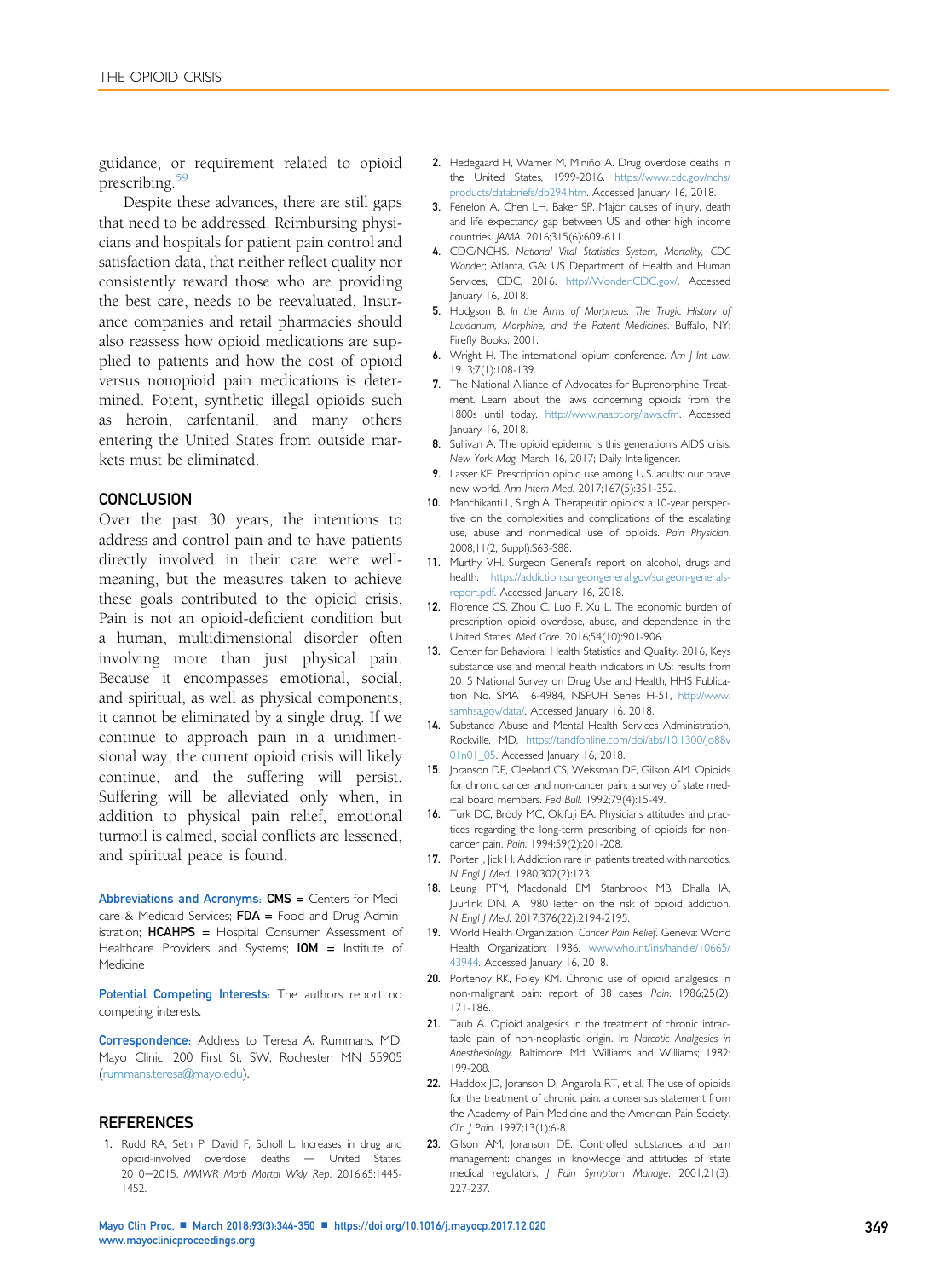guidance, or requirement related to opioid prescribing.[59]

Despite these advances, there are still gaps that need to be addressed. Reimbursing physicians and hospitals for patient pain control and satisfaction data, that neither reflect quality nor consistently reward those who are providing the best care, needs to be reevaluated. Insurance companies and retail pharmacies should also reassess how opioid medications are supplied to patients and how the cost of opioid versus nonopioid pain medications is determined. Potent, synthetic illegal opioids such as heroin, carfentanil, and many others entering the United States from outside markets must be eliminated.

## CONCLUSION

Over the past 30 years, the intentions to address and control pain and to have patients directly involved in their care were well-meaning, but the measures taken to achieve these goals contributed to the opioid crisis. Pain is not an opioid-deficient condition but a human, multidimensional disorder often involving more than just physical pain. Because it encompasses emotional, social, and spiritual, as well as physical components, it cannot be eliminated by a single drug. If we continue to approach pain in a unidimensional way, the current opioid crisis will likely continue, and the suffering will persist. Suffering will be alleviated only when, in addition to physical pain relief, emotional turmoil is calmed, social conflicts are lessened, and spiritual peace is found.

**Abbreviations and Acronyms:** **CMS** = Centers for Medicare & Medicaid Services; **FDA** = Food and Drug Administration; **HCAHPS** = Hospital Consumer Assessment of Healthcare Providers and Systems; **IOM** = Institute of Medicine

**Potential Competing Interests:** The authors report no competing interests.

**Correspondence:** Address to Teresa A. Rummans, MD, Mayo Clinic, 200 First St, SW, Rochester, MN 55905 (rummans.teresa@mayo.edu).

## REFERENCES

1. Rudd RA, Seth P, David F, Scholl L. Increases in drug and opioid-involved overdose deaths — United States, 2010–2015. *MMWR Morb Mortal Wkly Rep*. 2016;65:1445-1452.
2. Hedegaard H, Warner M, Miniño A. Drug overdose deaths in the United States, 1999-2016. https://www.cdc.gov/nchs/products/databriefs/db294.htm. Accessed January 16, 2018.
3. Fenelon A, Chen LH, Baker SP. Major causes of injury, death and life expectancy gap between US and other high income countries. *JAMA*. 2016;315(6):609-611.
4. CDC/NCHS. *National Vital Statistics System, Mortality, CDC Wonder*; Atlanta, GA: US Department of Health and Human Services, CDC, 2016. http://Wonder.CDC.gov/. Accessed January 16, 2018.
5. Hodgson B. *In the Arms of Morpheus: The Tragic History of Laudanum, Morphine, and the Patent Medicines*. Buffalo, NY: Firefly Books; 2001.
6. Wright H. The international opium conference. *Am J Int Law*. 1913;7(1):108-139.
7. The National Alliance of Advocates for Buprenorphine Treatment. Learn about the laws concerning opioids from the 1800s until today. http://www.naabt.org/laws.cfm. Accessed January 16, 2018.
8. Sullivan A. The opioid epidemic is this generation's AIDS crisis. *New York Mag*. March 16, 2017; Daily Intelligencer.
9. Lasser KE. Prescription opioid use among U.S. adults: our brave new world. *Ann Intern Med*. 2017;167(5):351-352.
10. Manchikanti L, Singh A. Therapeutic opioids: a 10-year perspective on the complexities and complications of the escalating use, abuse and nonmedical use of opioids. *Pain Physician*. 2008;11(2, Suppl):S63-S88.
11. Murthy VH. Surgeon General's report on alcohol, drugs and health. https://addiction.surgeongeneral.gov/surgeon-generals-report.pdf. Accessed January 16, 2018.
12. Florence CS, Zhou C, Luo F, Xu L. The economic burden of prescription opioid overdose, abuse, and dependence in the United States. *Med Care*. 2016;54(10):901-906.
13. Center for Behavioral Health Statistics and Quality. 2016, Keys substance use and mental health indicators in US: results from 2015 National Survey on Drug Use and Health, HHS Publication No. SMA 16-4984, NSPUH Series H-51, http://www.samhsa.gov/data/. Accessed January 16, 2018.
14. Substance Abuse and Mental Health Services Administration, Rockville, MD, https://tandfonline.com/doi/abs/10.1300/J088v01n01_05. Accessed January 16, 2018.
15. Joranson DE, Cleeland CS, Weissman DE, Gilson AM. Opioids for chronic cancer and non-cancer pain: a survey of state medical board members. *Fed Bull*. 1992;79(4):15-49.
16. Turk DC, Brody MC, Okifuji EA. Physicians attitudes and practices regarding the long-term prescribing of opioids for non-cancer pain. *Pain*. 1994;59(2):201-208.
17. Porter J, Jick H. Addiction rare in patients treated with narcotics. *N Engl J Med*. 1980;302(2):123.
18. Leung PTM, Macdonald EM, Stanbrook MB, Dhalla IA, Juurlink DN. A 1980 letter on the risk of opioid addiction. *N Engl J Med*. 2017;376(22):2194-2195.
19. World Health Organization. *Cancer Pain Relief*. Geneva: World Health Organization; 1986. www.who.int/iris/handle/10665/43944. Accessed January 16, 2018.
20. Portenoy RK, Foley KM. Chronic use of opioid analgesics in non-malignant pain: report of 38 cases. *Pain*. 1986;25(2):171-186.
21. Taub A. Opioid analgesics in the treatment of chronic intractable pain of non-neoplastic origin. In: *Narcotic Analgesics in Anesthesiology*. Baltimore, Md: Williams and Williams; 1982:199-208.
22. Haddox JD, Joranson D, Angarola RT, et al. The use of opioids for the treatment of chronic pain: a consensus statement from the Academy of Pain Medicine and the American Pain Society. *Clin J Pain*. 1997;13(1):6-8.
23. Gilson AM, Joranson DE. Controlled substances and pain management: changes in knowledge and attitudes of state medical regulators. *J Pain Symptom Manage*. 2001;21(3):227-237.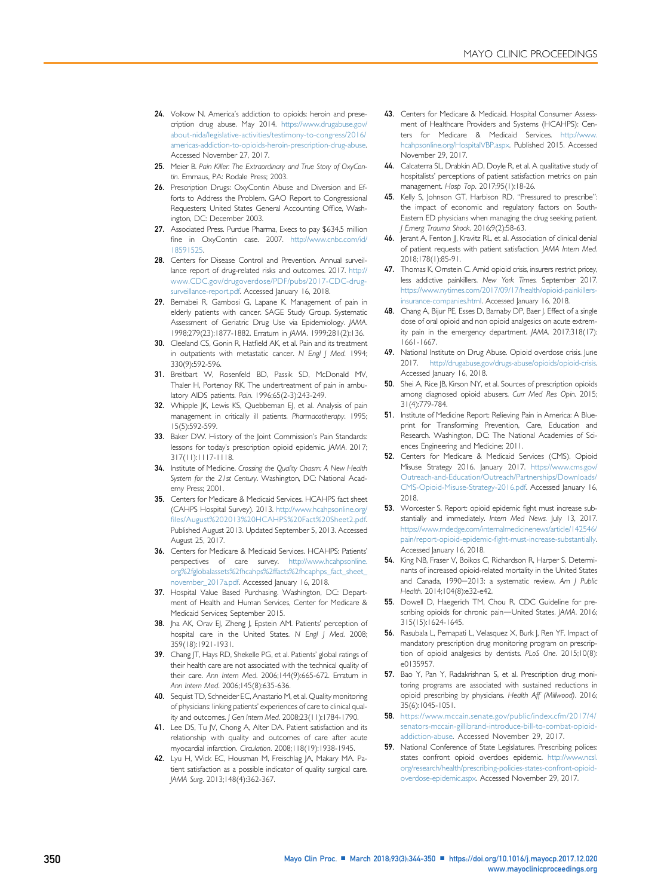24. Volkow N. America's addiction to opioids: heroin and prescription drug abuse. May 2014. https://www.drugabuse.gov/about-nida/legislative-activities/testimony-to-congress/2016/americas-addiction-to-opioids-heroin-prescription-drug-abuse. Accessed November 27, 2017.
25. Meier B. *Pain Killer: The Extraordinary and True Story of OxyContin*. Emmaus, PA: Rodale Press; 2003.
26. Prescription Drugs: OxyContin Abuse and Diversion and Efforts to Address the Problem. GAO Report to Congressional Requesters; United States General Accounting Office, Washington, DC: December 2003.
27. Associated Press. Purdue Pharma, Execs to pay $634.5 million fine in OxyContin case. 2007. http://www.cnbc.com/id/18591525.
28. Centers for Disease Control and Prevention. Annual surveillance report of drug-related risks and outcomes. 2017. http://www.CDC.gov/drugoverdose/PDF/pubs/2017-CDC-drug-surveillance-report.pdf. Accessed January 16, 2018.
29. Bernabei R, Gambosi G, Lapane K. Management of pain in elderly patients with cancer. SAGE Study Group. Systematic Assessment of Geriatric Drug Use via Epidemiology. *JAMA*. 1998;279(23):1877-1882. Erratum in *JAMA*. 1999;281(2):136.
30. Cleeland CS, Gonin R, Hatfield AK, et al. Pain and its treatment in outpatients with metastatic cancer. *N Engl J Med*. 1994;330(9):592-596.
31. Breitbart W, Rosenfeld BD, Passik SD, McDonald MV, Thaler H, Portenoy RK. The undertreatment of pain in ambulatory AIDS patients. *Pain*. 1996;65(2-3):243-249.
32. Whipple JK, Lewis KS, Quebbeman EJ, et al. Analysis of pain management in critically ill patients. *Pharmacotherapy*. 1995;15(5):592-599.
33. Baker DW. History of the Joint Commission's Pain Standards: lessons for today's prescription opioid epidemic. *JAMA*. 2017;317(11):1117-1118.
34. Institute of Medicine. *Crossing the Quality Chasm: A New Health System for the 21st Century*. Washington, DC: National Academy Press; 2001.
35. Centers for Medicare & Medicaid Services. HCAHPS fact sheet (CAHPS Hospital Survey). 2013. http://www.hcahpsonline.org/files/August%202013%20HCAHPS%20Fact%20Sheet2.pdf. Published August 2013. Updated September 5, 2013. Accessed August 25, 2017.
36. Centers for Medicare & Medicaid Services. HCAHPS: Patients' perspectives of care survey. http://www.hcahpsonline.org%2fglobalassets%2fhcahps%2ffacts%2fhcaphps_fact_sheet_november_2017a.pdf. Accessed January 16, 2018.
37. Hospital Value Based Purchasing. Washington, DC: Department of Health and Human Services, Center for Medicare & Medicaid Services; September 2015.
38. Jha AK, Orav EJ, Zheng J, Epstein AM. Patients' perception of hospital care in the United States. *N Engl J Med*. 2008;359(18):1921-1931.
39. Chang JT, Hays RD, Shekelle PG, et al. Patients' global ratings of their health care are not associated with the technical quality of their care. *Ann Intern Med*. 2006;144(9):665-672. Erratum in *Ann Intern Med*. 2006;145(8):635-636.
40. Sequist TD, Schneider EC, Anastario M, et al. Quality monitoring of physicians: linking patients' experiences of care to clinical quality and outcomes. *J Gen Intern Med*. 2008;23(11):1784-1790.
41. Lee DS, Tu JV, Chong A, Alter DA. Patient satisfaction and its relationship with quality and outcomes of care after acute myocardial infarction. *Circulation*. 2008;118(19):1938-1945.
42. Lyu H, Wick EC, Housman M, Freischlag JA, Makary MA. Patient satisfaction as a possible indicator of quality surgical care. *JAMA Surg*. 2013;148(4):362-367.
43. Centers for Medicare & Medicaid. Hospital Consumer Assessment of Healthcare Providers and Systems (HCAHPS): Centers for Medicare & Medicaid Services. http://www.hcahpsonline.org/HospitalVBP.aspx. Published 2015. Accessed November 29, 2017.
44. Calcaterra SL, Drabkin AD, Doyle R, et al. A qualitative study of hospitalists' perceptions of patient satisfaction metrics on pain management. *Hosp Top*. 2017;95(1):18-26.
45. Kelly S, Johnson GT, Harbison RD. "Pressured to prescribe": the impact of economic and regulatory factors on South-Eastern ED physicians when managing the drug seeking patient. *J Emerg Trauma Shock*. 2016;9(2):58-63.
46. Jerant A, Fenton JJ, Kravitz RL, et al. Association of clinical denial of patient requests with patient satisfaction. *JAMA Intern Med*. 2018;178(1):85-91.
47. Thomas K, Ornstein C. Amid opioid crisis, insurers restrict pricey, less addictive painkillers. *New York Times*. September 2017. https://www.nytimes.com/2017/09/17/health/opioid-painkillers-insurance-companies.html. Accessed January 16, 2018.
48. Chang A, Bijur PE, Esses D, Barnaby DP, Baer J. Effect of a single dose of oral opioid and non opioid analgesics on acute extremity pain in the emergency department. *JAMA*. 2017;318(17):1661-1667.
49. National Institute on Drug Abuse. Opioid overdose crisis. June 2017. http://drugabuse.gov/drugs-abuse/opioids/opioid-crisis. Accessed January 16, 2018.
50. Shei A, Rice JB, Kirson NY, et al. Sources of prescription opioids among diagnosed opioid abusers. *Curr Med Res Opin*. 2015;31(4):779-784.
51. Institute of Medicine Report: Relieving Pain in America: A Blueprint for Transforming Prevention, Care, Education and Research. Washington, DC: The National Academies of Sciences Engineering and Medicine; 2011.
52. Centers for Medicare & Medicaid Services (CMS). Opioid Misuse Strategy 2016. January 2017. https://www.cms.gov/Outreach-and-Education/Outreach/Partnerships/Downloads/CMS-Opioid-Misuse-Strategy-2016.pdf. Accessed January 16, 2018.
53. Worcester S. Report: opioid epidemic fight must increase substantially and immediately. *Intern Med News*. July 13, 2017. https://www.mdedge.com/internalmedicinenews/article/142546/pain/report-opioid-epidemic-fight-must-increase-substantially. Accessed January 16, 2018.
54. King NB, Fraser V, Boikos C, Richardson R, Harper S. Determinants of increased opioid-related mortality in the United States and Canada, 1990—2013: a systematic review. *Am J Public Health*. 2014;104(8):e32-e42.
55. Dowell D, Haegerich TM, Chou R. CDC Guideline for prescribing opioids for chronic pain—United States. *JAMA*. 2016;315(15):1624-1645.
56. Rasubala L, Pernapati L, Velasquez X, Burk J, Ren YF. Impact of mandatory prescription drug monitoring program on prescription of opioid analgesics by dentists. *PLoS One*. 2015;10(8):e0135957.
57. Bao Y, Pan Y, Radakrishnan S, et al. Prescription drug monitoring programs are associated with sustained reductions in opioid prescribing by physicians. *Health Aff (Millwood)*. 2016;35(6):1045-1051.
58. https://www.mccain.senate.gov/public/index.cfm/2017/4/senators-mccain-gillibrand-introduce-bill-to-combat-opioid-addiction-abuse. Accessed November 29, 2017.
59. National Conference of State Legislatures. Prescribing polices: states confront opioid overdoes epidemic. http://www.ncsl.org/research/health/prescribing-policies-states-confront-opioid-overdose-epidemic.aspx. Accessed November 29, 2017.